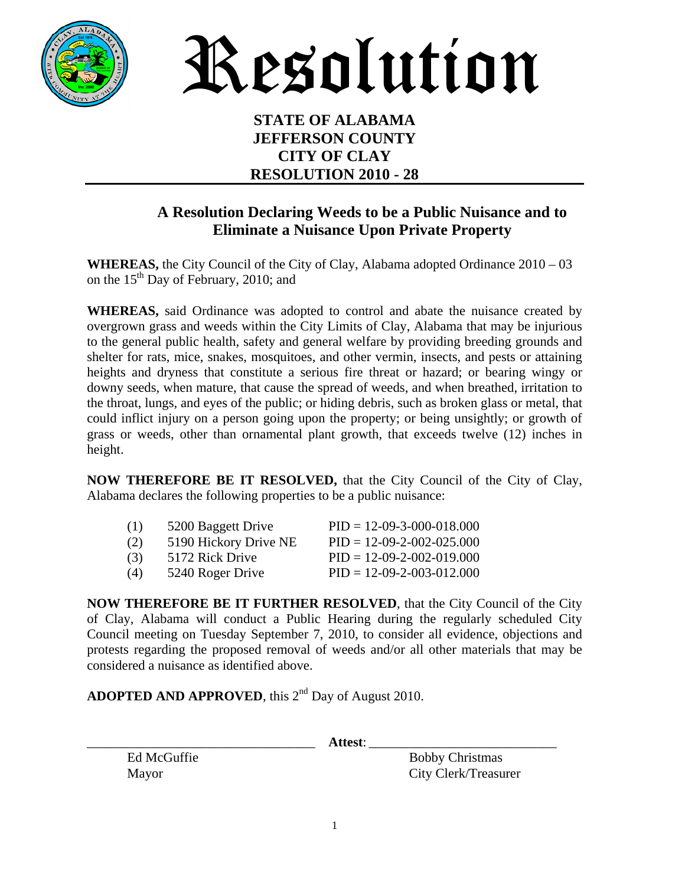# Resolution

**STATE OF ALABAMA**
**JEFFERSON COUNTY**
**CITY OF CLAY**
**RESOLUTION 2010 - 28**

## A Resolution Declaring Weeds to be a Public Nuisance and to Eliminate a Nuisance Upon Private Property

**WHEREAS,** the City Council of the City of Clay, Alabama adopted Ordinance 2010 – 03 on the 15th Day of February, 2010; and

**WHEREAS,** said Ordinance was adopted to control and abate the nuisance created by overgrown grass and weeds within the City Limits of Clay, Alabama that may be injurious to the general public health, safety and general welfare by providing breeding grounds and shelter for rats, mice, snakes, mosquitoes, and other vermin, insects, and pests or attaining heights and dryness that constitute a serious fire threat or hazard; or bearing wingy or downy seeds, when mature, that cause the spread of weeds, and when breathed, irritation to the throat, lungs, and eyes of the public; or hiding debris, such as broken glass or metal, that could inflict injury on a person going upon the property; or being unsightly; or growth of grass or weeds, other than ornamental plant growth, that exceeds twelve (12) inches in height.

**NOW THEREFORE BE IT RESOLVED,** that the City Council of the City of Clay, Alabama declares the following properties to be a public nuisance:

| | | |
|---|---|---|
| (1) | 5200 Baggett Drive | PID = 12-09-3-000-018.000 |
| (2) | 5190 Hickory Drive NE | PID = 12-09-2-002-025.000 |
| (3) | 5172 Rick Drive | PID = 12-09-2-002-019.000 |
| (4) | 5240 Roger Drive | PID = 12-09-2-003-012.000 |

**NOW THEREFORE BE IT FURTHER RESOLVED**, that the City Council of the City of Clay, Alabama will conduct a Public Hearing during the regularly scheduled City Council meeting on Tuesday September 7, 2010, to consider all evidence, objections and protests regarding the proposed removal of weeds and/or all other materials that may be considered a nuisance as identified above.

**ADOPTED AND APPROVED**, this 2nd Day of August 2010.

\_\_\_\_\_\_\_\_\_\_\_\_\_\_\_\_\_\_\_\_\_\_\_\_\_\_\_\_\_\_\_\_ **Attest**: \_\_\_\_\_\_\_\_\_\_\_\_\_\_\_\_\_\_\_\_\_\_\_\_\_\_\_\_

Ed McGuffie
Mayor

Bobby Christmas
City Clerk/Treasurer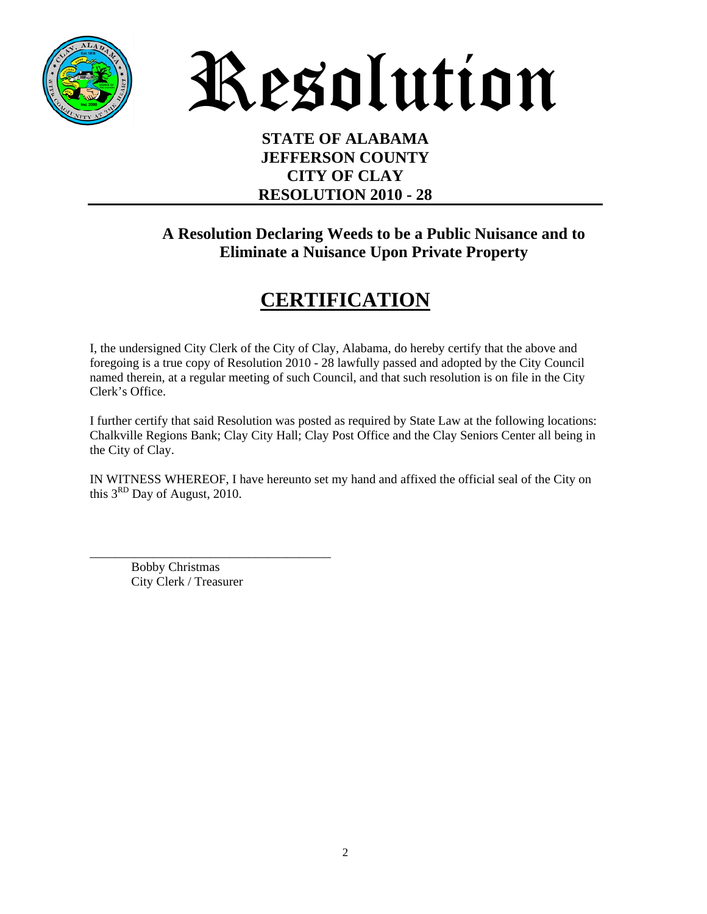# Resolution

**STATE OF ALABAMA**
**JEFFERSON COUNTY**
**CITY OF CLAY**
**RESOLUTION 2010 - 28**

---

## A Resolution Declaring Weeds to be a Public Nuisance and to Eliminate a Nuisance Upon Private Property

## CERTIFICATION

I, the undersigned City Clerk of the City of Clay, Alabama, do hereby certify that the above and foregoing is a true copy of Resolution 2010 - 28 lawfully passed and adopted by the City Council named therein, at a regular meeting of such Council, and that such resolution is on file in the City Clerk's Office.

I further certify that said Resolution was posted as required by State Law at the following locations: Chalkville Regions Bank; Clay City Hall; Clay Post Office and the Clay Seniors Center all being in the City of Clay.

IN WITNESS WHEREOF, I have hereunto set my hand and affixed the official seal of the City on this 3RD Day of August, 2010.

\_\_\_\_\_\_\_\_\_\_\_\_\_\_\_\_\_\_\_\_\_\_\_\_\_\_\_\_\_\_\_\_\_\_\_\_\_\_

Bobby Christmas
City Clerk / Treasurer